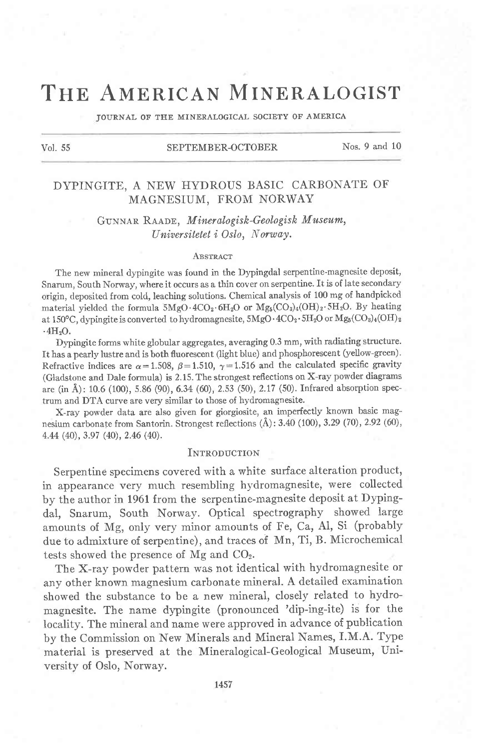# The American Mineralogist

JOURNAL OF THE MINERALOGICAL SOCIETY OF AMERICA

## DYPINGITE, A NEW HYDROUS BASIC CARBONATE OF MAGNESIUM, FROM NORWAY

Gunnar Raade, *Mineralogisk-Geologisk Museum, Universitetet i Oslo, Norway.*

### Abstract

The new mineral dypingite was found in the Dypingdal serpentine-magnesite deposit, Snarum, South Norway, where it occurs as a thin cover on serpentine. It is of late secondary origin, deposited from cold, leaching solutions. Chemical analysis of 100 mg of handpicked material yielded the formula $5MgO \cdot 4CO_2 \cdot 6H_2O$ or $Mg_5(CO_3)_4(OH)_2 \cdot 5H_2O$. By heating at 150°C, dypingite is converted to hydromagnesite, $5MgO \cdot 4CO_2 \cdot 5H_2O$ or $Mg_5(CO_3)_4(OH)_2 \cdot 4H_2O$.

Dypingite forms white globular aggregates, averaging 0.3 mm, with radiating structure. It has a pearly lustre and is both fluorescent (light blue) and phosphorescent (yellow-green). Refractive indices are $\alpha = 1.508$, $\beta = 1.510$, $\gamma = 1.516$ and the calculated specific gravity (Gladstone and Dale formula) is 2.15. The strongest reflections on X-ray powder diagrams are (in Å): 10.6 (100), 5.86 (90), 6.34 (60), 2.53 (50), 2.17 (50). Infrared absorption spectrum and DTA curve are very similar to those of hydromagnesite.

X-ray powder data are also given for giorgiosite, an imperfectly known basic magnesium carbonate from Santorin. Strongest reflections (Å): 3.40 (100), 3.29 (70), 2.92 (60), 4.44 (40), 3.97 (40), 2.46 (40).

### Introduction

Serpentine specimens covered with a white surface alteration product, in appearance very much resembling hydromagnesite, were collected by the author in 1961 from the serpentine-magnesite deposit at Dypingdal, Snarum, South Norway. Optical spectrography showed large amounts of Mg, only very minor amounts of Fe, Ca, Al, Si (probably due to admixture of serpentine), and traces of Mn, Ti, B. Microchemical tests showed the presence of Mg and $CO_2$.

The X-ray powder pattern was not identical with hydromagnesite or any other known magnesium carbonate mineral. A detailed examination showed the substance to be a new mineral, closely related to hydromagnesite. The name dypingite (pronounced 'dip-ing-ite) is for the locality. The mineral and name were approved in advance of publication by the Commission on New Minerals and Mineral Names, I.M.A. Type material is preserved at the Mineralogical-Geological Museum, University of Oslo, Norway.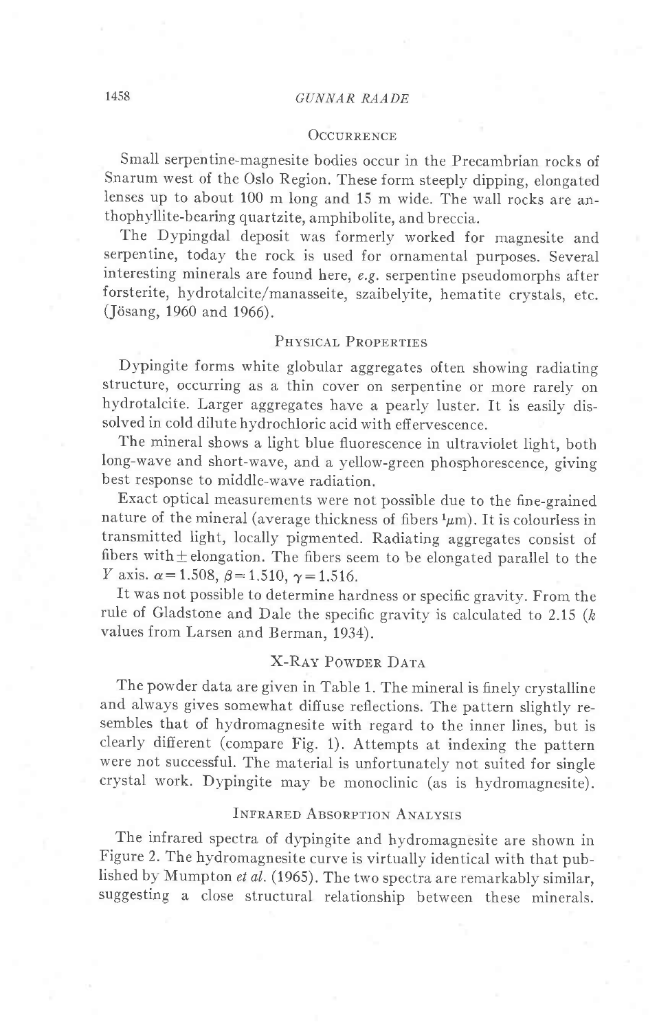## Occurrence

Small serpentine-magnesite bodies occur in the Precambrian rocks of Snarum west of the Oslo Region. These form steeply dipping, elongated lenses up to about 100 m long and 15 m wide. The wall rocks are anthophyllite-bearing quartzite, amphibolite, and breccia.

The Dypingdal deposit was formerly worked for magnesite and serpentine, today the rock is used for ornamental purposes. Several interesting minerals are found here, *e.g.* serpentine pseudomorphs after forsterite, hydrotalcite/manasseite, szaibelyite, hematite crystals, etc. (Jösang, 1960 and 1966).

## Physical Properties

Dypingite forms white globular aggregates often showing radiating structure, occurring as a thin cover on serpentine or more rarely on hydrotalcite. Larger aggregates have a pearly luster. It is easily dissolved in cold dilute hydrochloric acid with effervescence.

The mineral shows a light blue fluorescence in ultraviolet light, both long-wave and short-wave, and a yellow-green phosphorescence, giving best response to middle-wave radiation.

Exact optical measurements were not possible due to the fine-grained nature of the mineral (average thickness of fibers $1 \mu m$). It is colourless in transmitted light, locally pigmented. Radiating aggregates consist of fibers with ± elongation. The fibers seem to be elongated parallel to the $Y$ axis. $\alpha = 1.508$, $\beta = 1.510$, $\gamma = 1.516$.

It was not possible to determine hardness or specific gravity. From the rule of Gladstone and Dale the specific gravity is calculated to 2.15 ($k$ values from Larsen and Berman, 1934).

## X-Ray Powder Data

The powder data are given in Table 1. The mineral is finely crystalline and always gives somewhat diffuse reflections. The pattern slightly resembles that of hydromagnesite with regard to the inner lines, but is clearly different (compare Fig. 1). Attempts at indexing the pattern were not successful. The material is unfortunately not suited for single crystal work. Dypingite may be monoclinic (as is hydromagnesite).

## Infrared Absorption Analysis

The infrared spectra of dypingite and hydromagnesite are shown in Figure 2. The hydromagnesite curve is virtually identical with that published by Mumpton *et al.* (1965). The two spectra are remarkably similar, suggesting a close structural relationship between these minerals.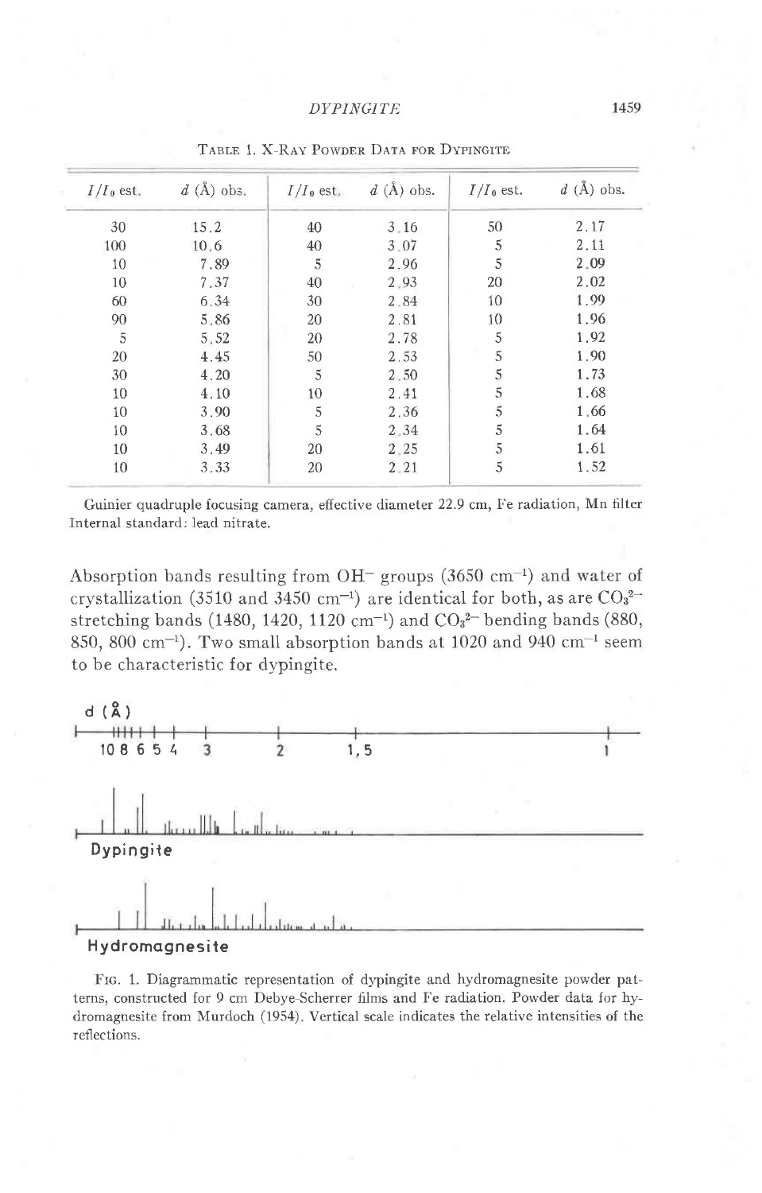Table 1. X-Ray Powder Data for Dypingite

| $I/I_0$ est. | $d$ (Å) obs. | $I/I_0$ est. | $d$ (Å) obs. | $I/I_0$ est. | $d$ (Å) obs. |
|---|---|---|---|---|---|
| 30 | 15.2 | 40 | 3.16 | 50 | 2.17 |
| 100 | 10.6 | 40 | 3.07 | 5 | 2.11 |
| 10 | 7.89 | 5 | 2.96 | 5 | 2.09 |
| 10 | 7.37 | 40 | 2.93 | 20 | 2.02 |
| 60 | 6.34 | 30 | 2.84 | 10 | 1.99 |
| 90 | 5.86 | 20 | 2.81 | 10 | 1.96 |
| 5 | 5.52 | 20 | 2.78 | 5 | 1.92 |
| 20 | 4.45 | 50 | 2.53 | 5 | 1.90 |
| 30 | 4.20 | 5 | 2.50 | 5 | 1.73 |
| 10 | 4.10 | 10 | 2.41 | 5 | 1.68 |
| 10 | 3.90 | 5 | 2.36 | 5 | 1.66 |
| 10 | 3.68 | 5 | 2.34 | 5 | 1.64 |
| 10 | 3.49 | 20 | 2.25 | 5 | 1.61 |
| 10 | 3.33 | 20 | 2.21 | 5 | 1.52 |

Guinier quadruple focusing camera, effective diameter 22.9 cm, Fe radiation, Mn filter Internal standard: lead nitrate.

Absorption bands resulting from $OH^-$ groups (3650 $cm^{-1}$) and water of crystallization (3510 and 3450 $cm^{-1}$) are identical for both, as are $CO_3^{2-}$ stretching bands (1480, 1420, 1120 $cm^{-1}$) and $CO_3^{2-}$ bending bands (880, 850, 800 $cm^{-1}$). Two small absorption bands at 1020 and 940 $cm^{-1}$ seem to be characteristic for dypingite.

Fig. 1. Diagrammatic representation of dypingite and hydromagnesite powder patterns, constructed for 9 cm Debye-Scherrer films and Fe radiation. Powder data for hydromagnesite from Murdoch (1954). Vertical scale indicates the relative intensities of the reflections.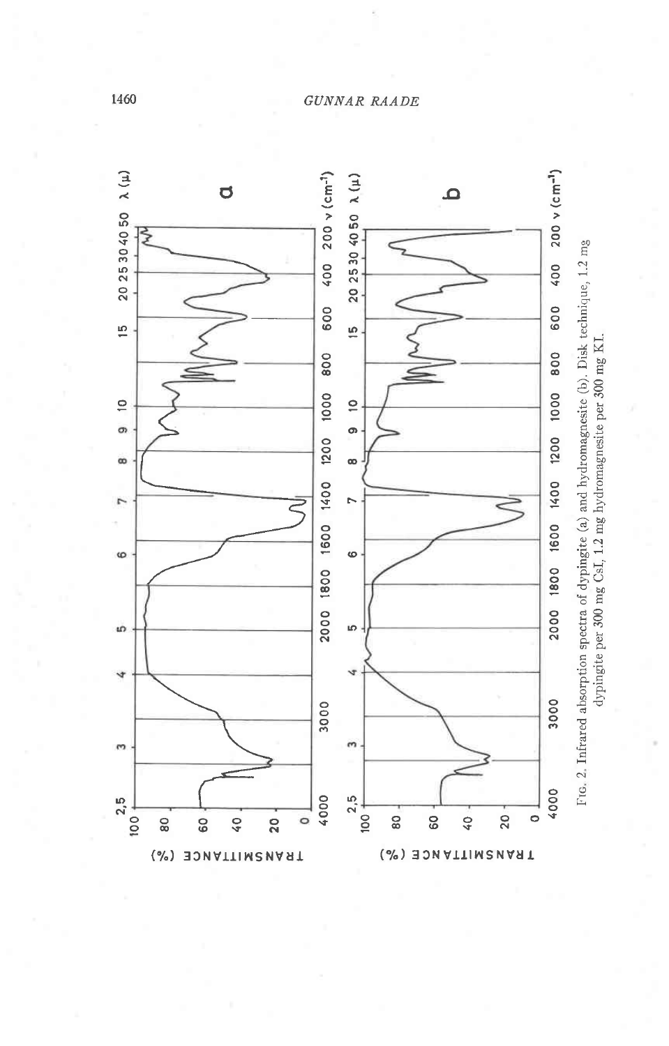Fig. 2. Infrared absorption spectra of dypingite (a) and hydromagnesite (b). Disk technique, 1.2 mg dypingite per 300 mg CsI, 1.2 mg hydromagnesite per 300 mg KI.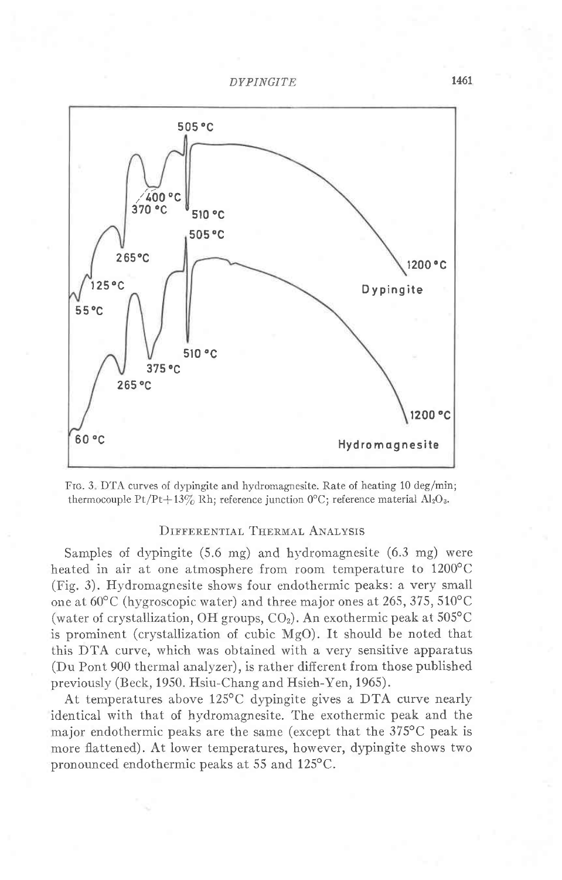Fig. 3. DTA curves of dypingite and hydromagnesite. Rate of heating 10 deg/min; thermocouple Pt/Pt+13% Rh; reference junction 0°C; reference material $Al_2O_3$.

## Differential Thermal Analysis

Samples of dypingite (5.6 mg) and hydromagnesite (6.3 mg) were heated in air at one atmosphere from room temperature to 1200°C (Fig. 3). Hydromagnesite shows four endothermic peaks: a very small one at 60°C (hygroscopic water) and three major ones at 265, 375, 510°C (water of crystallization, OH groups, $CO_2$). An exothermic peak at 505°C is prominent (crystallization of cubic MgO). It should be noted that this DTA curve, which was obtained with a very sensitive apparatus (Du Pont 900 thermal analyzer), is rather different from those published previously (Beck, 1950. Hsiu-Chang and Hsieh-Yen, 1965).

At temperatures above 125°C dypingite gives a DTA curve nearly identical with that of hydromagnesite. The exothermic peak and the major endothermic peaks are the same (except that the 375°C peak is more flattened). At lower temperatures, however, dypingite shows two pronounced endothermic peaks at 55 and 125°C.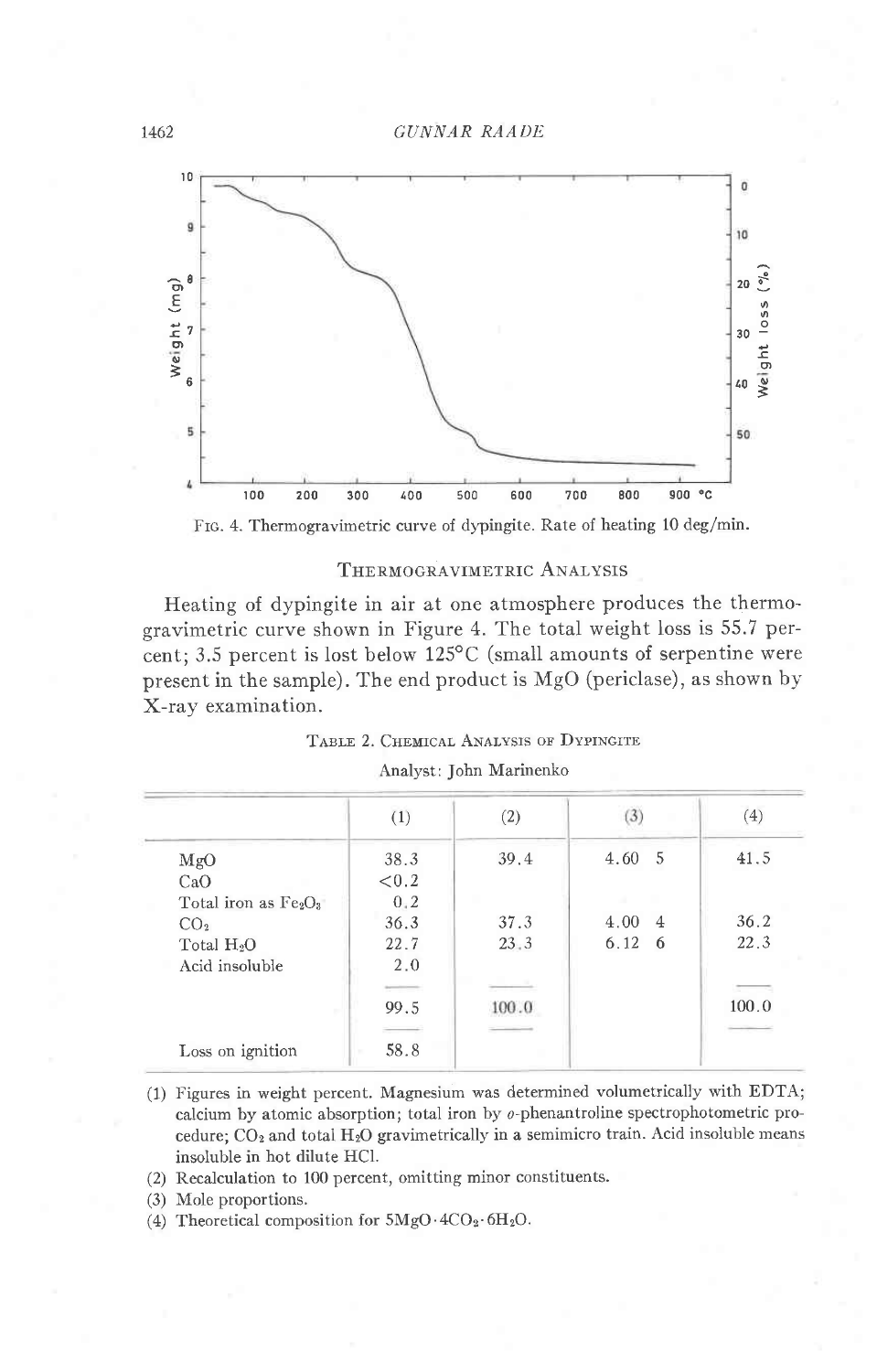FIG. 4. Thermogravimetric curve of dypingite. Rate of heating 10 deg/min.

## THERMOGRAVIMETRIC ANALYSIS

Heating of dypingite in air at one atmosphere produces the thermogravimetric curve shown in Figure 4. The total weight loss is 55.7 percent; 3.5 percent is lost below 125°C (small amounts of serpentine were present in the sample). The end product is MgO (periclase), as shown by X-ray examination.

TABLE 2. CHEMICAL ANALYSIS OF DYPINGITE

Analyst: John Marinenko

| | (1) | (2) | (3) | | (4) |
|---|---|---|---|---|---|
| MgO | 38.3 | 39.4 | 4.60 | 5 | 41.5 |
| CaO | <0.2 | | | | |
| Total iron as $Fe_2O_3$ | 0.2 | | | | |
| $CO_2$ | 36.3 | 37.3 | 4.00 | 4 | 36.2 |
| Total $H_2O$ | 22.7 | 23.3 | 6.12 | 6 | 22.3 |
| Acid insoluble | 2.0 | | | | |
| | 99.5 | 100.0 | | | 100.0 |
| Loss on ignition | 58.8 | | | | |

(1) Figures in weight percent. Magnesium was determined volumetrically with EDTA; calcium by atomic absorption; total iron by *o*-phenantroline spectrophotometric procedure; $CO_2$ and total $H_2O$ gravimetrically in a semimicro train. Acid insoluble means insoluble in hot dilute HCl.

(2) Recalculation to 100 percent, omitting minor constituents.

(3) Mole proportions.

(4) Theoretical composition for $5MgO \cdot 4CO_2 \cdot 6H_2O$.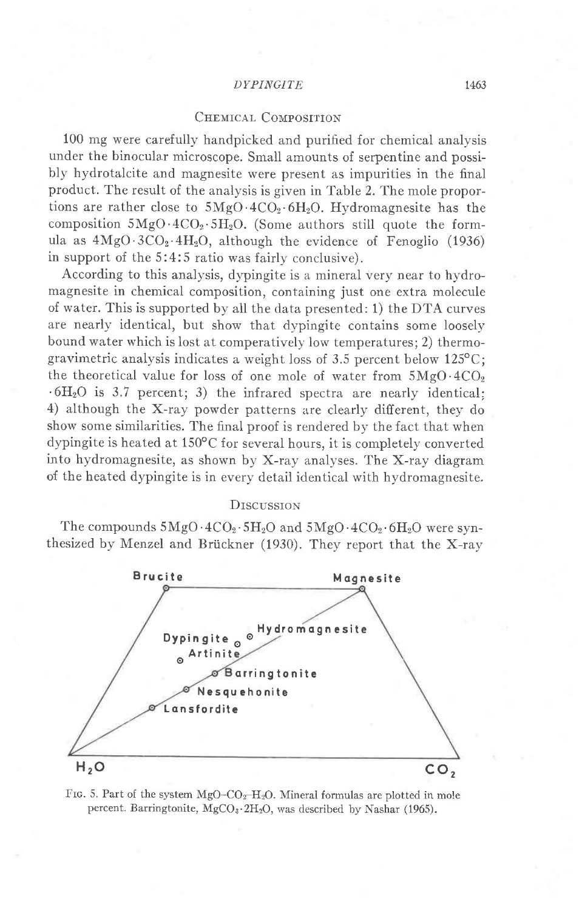## Chemical Composition

100 mg were carefully handpicked and purified for chemical analysis under the binocular microscope. Small amounts of serpentine and possibly hydrotalcite and magnesite were present as impurities in the final product. The result of the analysis is given in Table 2. The mole proportions are rather close to $5MgO \cdot 4CO_2 \cdot 6H_2O$. Hydromagnesite has the composition $5MgO \cdot 4CO_2 \cdot 5H_2O$. (Some authors still quote the formula as $4MgO \cdot 3CO_2 \cdot 4H_2O$, although the evidence of Fenoglio (1936) in support of the 5:4:5 ratio was fairly conclusive).

According to this analysis, dypingite is a mineral very near to hydromagnesite in chemical composition, containing just one extra molecule of water. This is supported by all the data presented: 1) the DTA curves are nearly identical, but show that dypingite contains some loosely bound water which is lost at comperatively low temperatures; 2) thermogravimetric analysis indicates a weight loss of 3.5 percent below 125°C; the theoretical value for loss of one mole of water from $5MgO \cdot 4CO_2 \cdot 6H_2O$ is 3.7 percent; 3) the infrared spectra are nearly identical; 4) although the X-ray powder patterns are clearly different, they do show some similarities. The final proof is rendered by the fact that when dypingite is heated at 150°C for several hours, it is completely converted into hydromagnesite, as shown by X-ray analyses. The X-ray diagram of the heated dypingite is in every detail identical with hydromagnesite.

## Discussion

The compounds $5MgO \cdot 4CO_2 \cdot 5H_2O$ and $5MgO \cdot 4CO_2 \cdot 6H_2O$ were synthesized by Menzel and Brückner (1930). They report that the X-ray

Fig. 5. Part of the system $MgO$–$CO_2$–$H_2O$. Mineral formulas are plotted in mole percent. Barringtonite, $MgCO_3 \cdot 2H_2O$, was described by Nashar (1965).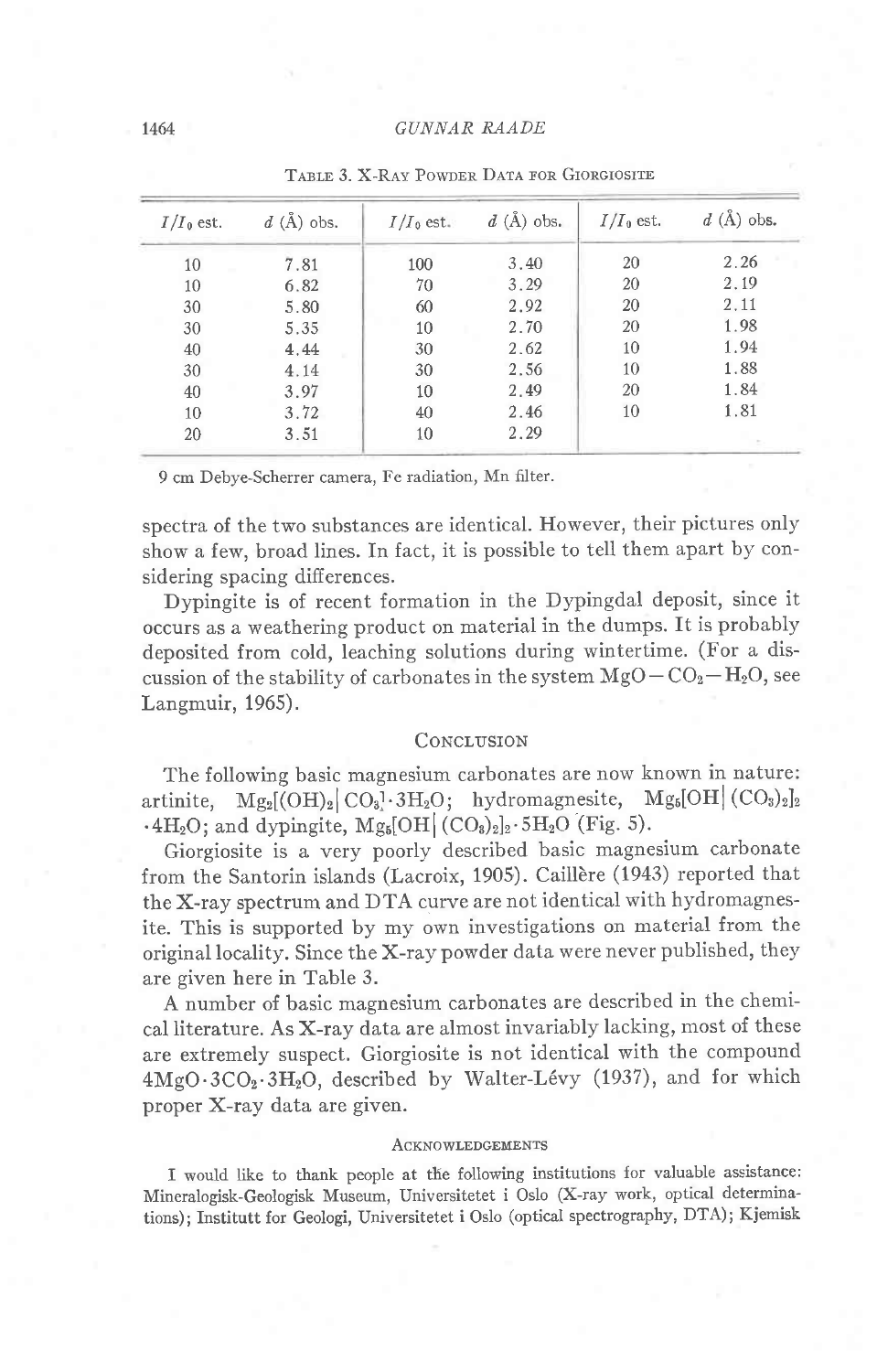TABLE 3. X-RAY POWDER DATA FOR GIORGIOSITE

| $I/I_0$ est. | $d$ (Å) obs. | $I/I_0$ est. | $d$ (Å) obs. | $I/I_0$ est. | $d$ (Å) obs. |
|---|---|---|---|---|---|
| 10 | 7.81 | 100 | 3.40 | 20 | 2.26 |
| 10 | 6.82 | 70 | 3.29 | 20 | 2.19 |
| 30 | 5.80 | 60 | 2.92 | 20 | 2.11 |
| 30 | 5.35 | 10 | 2.70 | 20 | 1.98 |
| 40 | 4.44 | 30 | 2.62 | 10 | 1.94 |
| 30 | 4.14 | 30 | 2.56 | 10 | 1.88 |
| 40 | 3.97 | 10 | 2.49 | 20 | 1.84 |
| 10 | 3.72 | 40 | 2.46 | 10 | 1.81 |
| 20 | 3.51 | 10 | 2.29 | | |

9 cm Debye-Scherrer camera, Fe radiation, Mn filter.

spectra of the two substances are identical. However, their pictures only show a few, broad lines. In fact, it is possible to tell them apart by considering spacing differences.

Dypingite is of recent formation in the Dypingdal deposit, since it occurs as a weathering product on material in the dumps. It is probably deposited from cold, leaching solutions during wintertime. (For a discussion of the stability of carbonates in the system $MgO-CO_2-H_2O$, see Langmuir, 1965).

## CONCLUSION

The following basic magnesium carbonates are now known in nature: artinite, $Mg_2[(OH)_2|CO_3]\cdot 3H_2O$; hydromagnesite, $Mg_5[OH|(CO_3)_2]_2\cdot 4H_2O$; and dypingite, $Mg_5[OH|(CO_3)_2]_2\cdot 5H_2O$ (Fig. 5).

Giorgiosite is a very poorly described basic magnesium carbonate from the Santorin islands (Lacroix, 1905). Caillère (1943) reported that the X-ray spectrum and DTA curve are not identical with hydromagnesite. This is supported by my own investigations on material from the original locality. Since the X-ray powder data were never published, they are given here in Table 3.

A number of basic magnesium carbonates are described in the chemical literature. As X-ray data are almost invariably lacking, most of these are extremely suspect. Giorgiosite is not identical with the compound $4MgO\cdot 3CO_2\cdot 3H_2O$, described by Walter-Lévy (1937), and for which proper X-ray data are given.

### ACKNOWLEDGEMENTS

I would like to thank people at the following institutions for valuable assistance: Mineralogisk-Geologisk Museum, Universitetet i Oslo (X-ray work, optical determinations); Institutt for Geologi, Universitetet i Oslo (optical spectrography, DTA); Kjemisk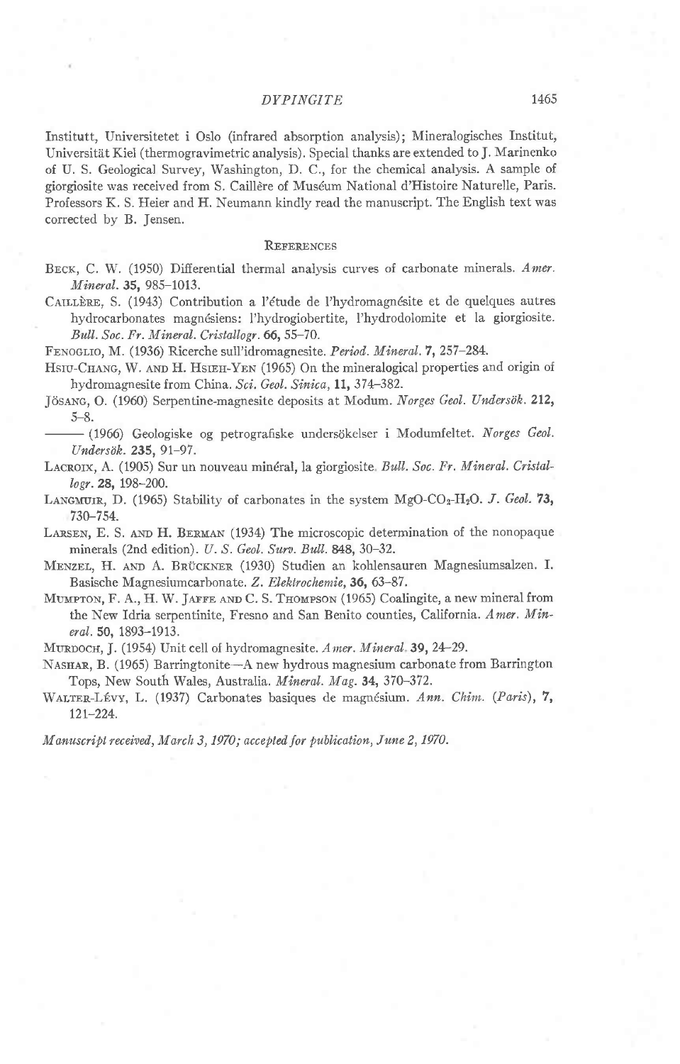Institutt, Universitetet i Oslo (infrared absorption analysis); Mineralogisches Institut, Universität Kiel (thermogravimetric analysis). Special thanks are extended to J. Marinenko of U. S. Geological Survey, Washington, D. C., for the chemical analysis. A sample of giorgiosite was received from S. Caillère of Muséum National d'Histoire Naturelle, Paris. Professors K. S. Heier and H. Neumann kindly read the manuscript. The English text was corrected by B. Jensen.

## References

Beck, C. W. (1950) Differential thermal analysis curves of carbonate minerals. *Amer. Mineral.* **35,** 985–1013.

Caillère, S. (1943) Contribution a l'étude de l'hydromagnésite et de quelques autres hydrocarbonates magnésiens: l'hydrogiobertite, l'hydrodolomite et la giorgiosite. *Bull. Soc. Fr. Mineral. Cristallogr.* **66,** 55–70.

Fenoglio, M. (1936) Ricerche sull'idromagnesite. *Period. Mineral.* **7,** 257–284.

Hsiu-Chang, W. and H. Hsieh-Yen (1965) On the mineralogical properties and origin of hydromagnesite from China. *Sci. Geol. Sinica,* **11,** 374–382.

Jösang, O. (1960) Serpentine-magnesite deposits at Modum. *Norges Geol. Undersök.* **212,** 5–8.

——— (1966) Geologiske og petrografiske undersökelser i Modumfeltet. *Norges Geol. Undersök.* **235,** 91–97.

Lacroix, A. (1905) Sur un nouveau minéral, la giorgiosite. *Bull. Soc. Fr. Mineral. Cristallogr.* **28,** 198–200.

Langmuir, D. (1965) Stability of carbonates in the system $MgO$-$CO_2$-$H_2O$. *J. Geol.* **73,** 730–754.

Larsen, E. S. and H. Berman (1934) The microscopic determination of the nonopaque minerals (2nd edition). *U. S. Geol. Surv. Bull.* **848,** 30–32.

Menzel, H. and A. Brückner (1930) Studien an kohlensauren Magnesiumsalzen. I. Basische Magnesiumcarbonate. *Z. Elektrochemie,* **36,** 63–87.

Mumpton, F. A., H. W. Jaffe and C. S. Thompson (1965) Coalingite, a new mineral from the New Idria serpentinite, Fresno and San Benito counties, California. *Amer. Mineral.* **50,** 1893–1913.

Murdoch, J. (1954) Unit cell of hydromagnesite. *Amer. Mineral.* **39,** 24–29.

Nashar, B. (1965) Barringtonite—A new hydrous magnesium carbonate from Barrington Tops, New South Wales, Australia. *Mineral. Mag.* **34,** 370–372.

Walter-Lévy, L. (1937) Carbonates basiques de magnésium. *Ann. Chim. (Paris),* **7,** 121–224.

*Manuscript received, March 3, 1970; accepted for publication, June 2, 1970.*